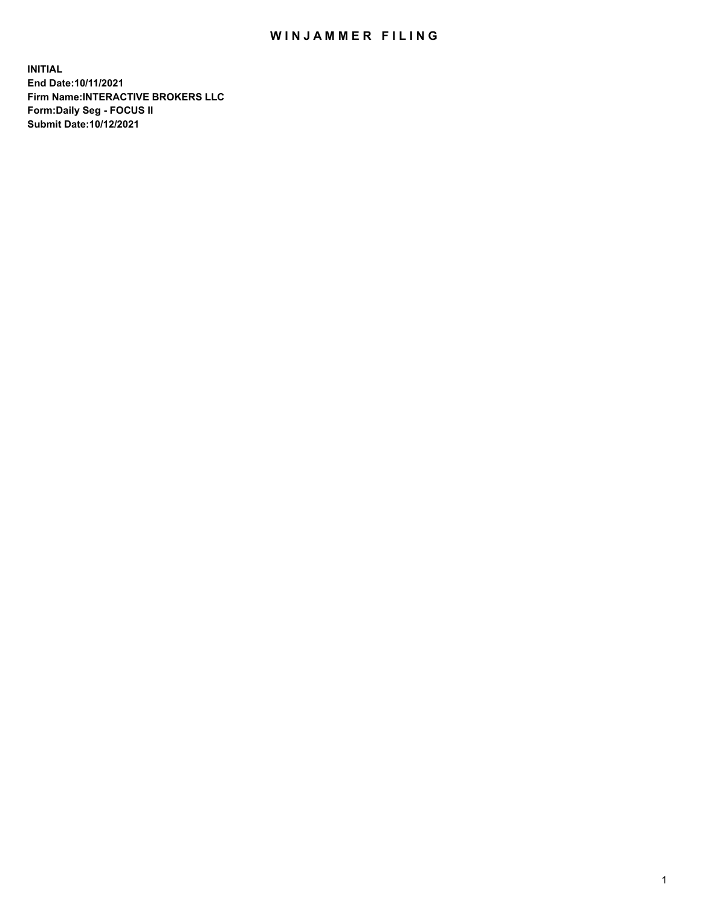# WINJAMMER FILING

**INITIAL**
**End Date:10/11/2021**
**Firm Name:INTERACTIVE BROKERS LLC**
**Form:Daily Seg - FOCUS II**
**Submit Date:10/12/2021**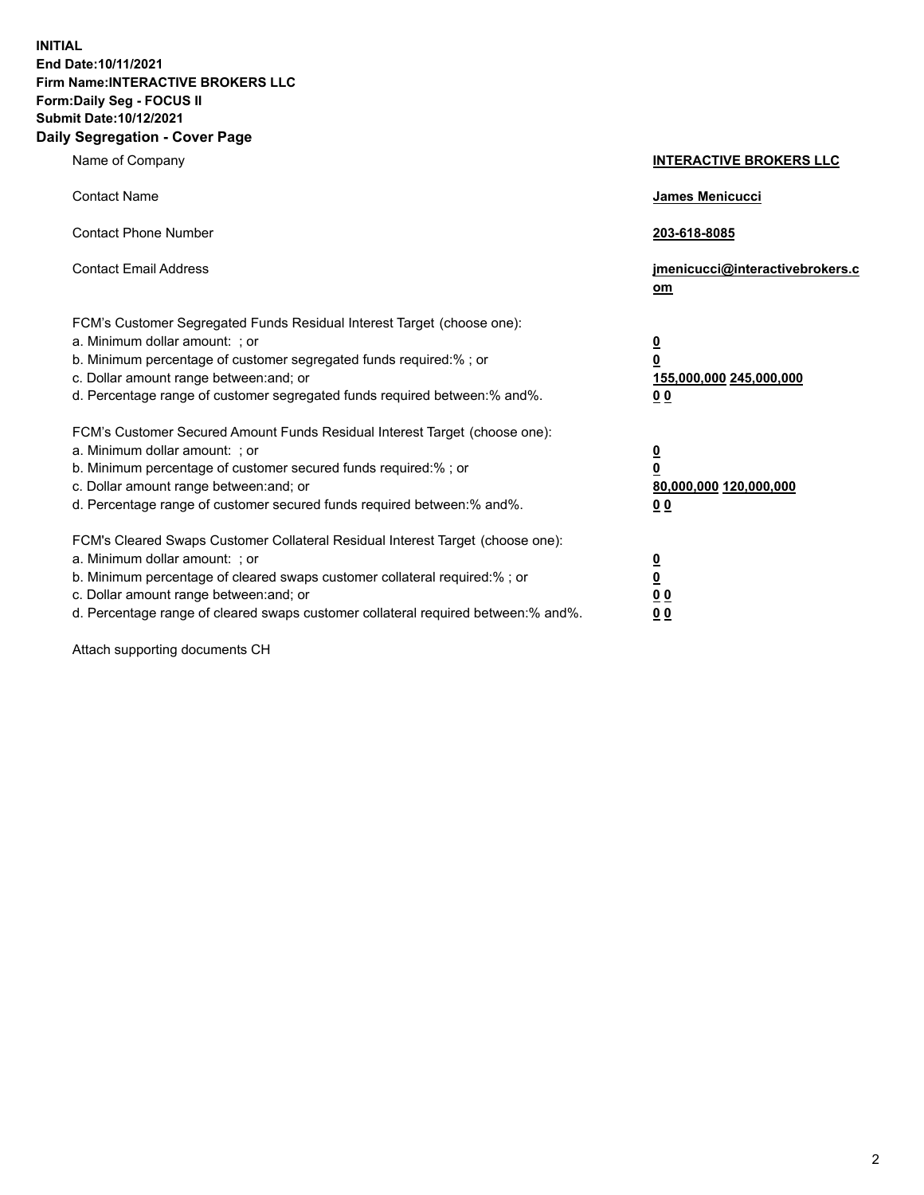**INITIAL**
**End Date:10/11/2021**
**Firm Name:INTERACTIVE BROKERS LLC**
**Form:Daily Seg - FOCUS II**
**Submit Date:10/12/2021**

## Daily Segregation - Cover Page

| | |
|---|---|
| Name of Company | **INTERACTIVE BROKERS LLC** |
| Contact Name | **James Menicucci** |
| Contact Phone Number | **203-618-8085** |
| Contact Email Address | **jmenicucci@interactivebrokers.com** |

| | |
|---|---|
| FCM's Customer Segregated Funds Residual Interest Target (choose one): | |
| a. Minimum dollar amount: ; or | **0** |
| b. Minimum percentage of customer segregated funds required:% ; or | **0** |
| c. Dollar amount range between:and; or | **155,000,000 245,000,000** |
| d. Percentage range of customer segregated funds required between:% and%. | **0 0** |
| FCM's Customer Secured Amount Funds Residual Interest Target (choose one): | |
| a. Minimum dollar amount: ; or | **0** |
| b. Minimum percentage of customer secured funds required:% ; or | **0** |
| c. Dollar amount range between:and; or | **80,000,000 120,000,000** |
| d. Percentage range of customer secured funds required between:% and%. | **0 0** |
| FCM's Cleared Swaps Customer Collateral Residual Interest Target (choose one): | |
| a. Minimum dollar amount: ; or | **0** |
| b. Minimum percentage of cleared swaps customer collateral required:% ; or | **0** |
| c. Dollar amount range between:and; or | **0 0** |
| d. Percentage range of cleared swaps customer collateral required between:% and%. | **0 0** |

Attach supporting documents CH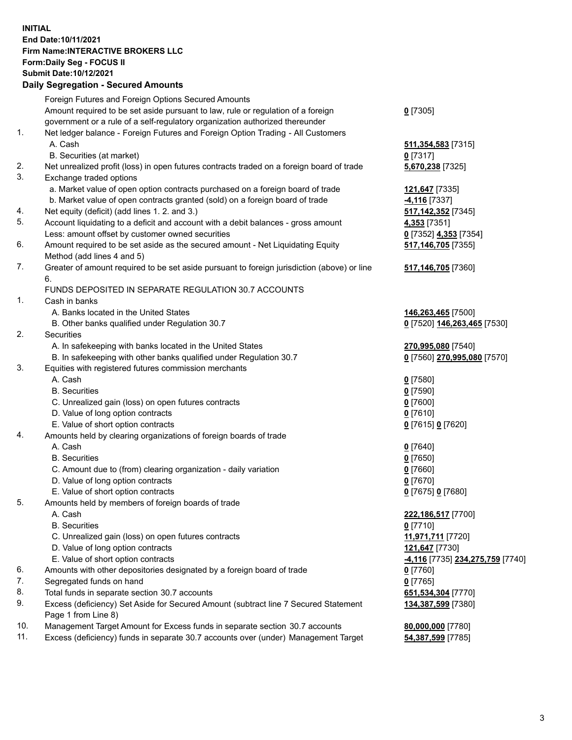**INITIAL**
**End Date:10/11/2021**
**Firm Name:INTERACTIVE BROKERS LLC**
**Form:Daily Seg - FOCUS II**
**Submit Date:10/12/2021**

## Daily Segregation - Secured Amounts

| | | |
|---|---|---|
| | Foreign Futures and Foreign Options Secured Amounts | |
| | Amount required to be set aside pursuant to law, rule or regulation of a foreign government or a rule of a self-regulatory organization authorized thereunder | **0** [7305] |
| 1. | Net ledger balance - Foreign Futures and Foreign Option Trading - All Customers | |
| | A. Cash | **511,354,583** [7315] |
| | B. Securities (at market) | **0** [7317] |
| 2. | Net unrealized profit (loss) in open futures contracts traded on a foreign board of trade | **5,670,238** [7325] |
| 3. | Exchange traded options | |
| | a. Market value of open option contracts purchased on a foreign board of trade | **121,647** [7335] |
| | b. Market value of open contracts granted (sold) on a foreign board of trade | **-4,116** [7337] |
| 4. | Net equity (deficit) (add lines 1. 2. and 3.) | **517,142,352** [7345] |
| 5. | Account liquidating to a deficit and account with a debit balances - gross amount | **4,353** [7351] |
| | Less: amount offset by customer owned securities | **0** [7352] **4,353** [7354] |
| 6. | Amount required to be set aside as the secured amount - Net Liquidating Equity Method (add lines 4 and 5) | **517,146,705** [7355] |
| 7. | Greater of amount required to be set aside pursuant to foreign jurisdiction (above) or line 6. | **517,146,705** [7360] |
| | FUNDS DEPOSITED IN SEPARATE REGULATION 30.7 ACCOUNTS | |
| 1. | Cash in banks | |
| | A. Banks located in the United States | **146,263,465** [7500] |
| | B. Other banks qualified under Regulation 30.7 | **0** [7520] **146,263,465** [7530] |
| 2. | Securities | |
| | A. In safekeeping with banks located in the United States | **270,995,080** [7540] |
| | B. In safekeeping with other banks qualified under Regulation 30.7 | **0** [7560] **270,995,080** [7570] |
| 3. | Equities with registered futures commission merchants | |
| | A. Cash | **0** [7580] |
| | B. Securities | **0** [7590] |
| | C. Unrealized gain (loss) on open futures contracts | **0** [7600] |
| | D. Value of long option contracts | **0** [7610] |
| | E. Value of short option contracts | **0** [7615] **0** [7620] |
| 4. | Amounts held by clearing organizations of foreign boards of trade | |
| | A. Cash | **0** [7640] |
| | B. Securities | **0** [7650] |
| | C. Amount due to (from) clearing organization - daily variation | **0** [7660] |
| | D. Value of long option contracts | **0** [7670] |
| | E. Value of short option contracts | **0** [7675] **0** [7680] |
| 5. | Amounts held by members of foreign boards of trade | |
| | A. Cash | **222,186,517** [7700] |
| | B. Securities | **0** [7710] |
| | C. Unrealized gain (loss) on open futures contracts | **11,971,711** [7720] |
| | D. Value of long option contracts | **121,647** [7730] |
| | E. Value of short option contracts | **-4,116** [7735] **234,275,759** [7740] |
| 6. | Amounts with other depositories designated by a foreign board of trade | **0** [7760] |
| 7. | Segregated funds on hand | **0** [7765] |
| 8. | Total funds in separate section 30.7 accounts | **651,534,304** [7770] |
| 9. | Excess (deficiency) Set Aside for Secured Amount (subtract line 7 Secured Statement Page 1 from Line 8) | **134,387,599** [7380] |
| 10. | Management Target Amount for Excess funds in separate section 30.7 accounts | **80,000,000** [7780] |
| 11. | Excess (deficiency) funds in separate 30.7 accounts over (under) Management Target | **54,387,599** [7785] |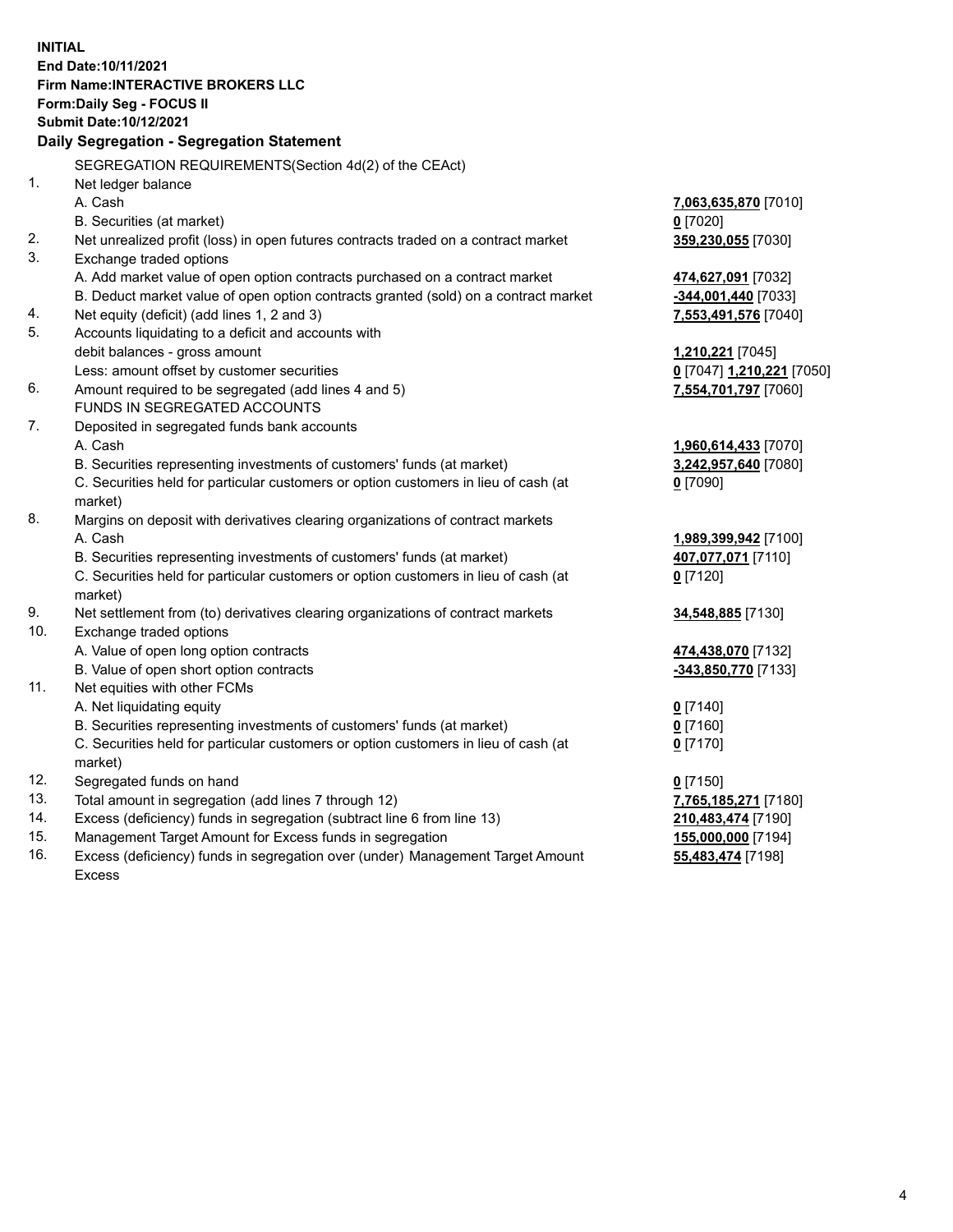**INITIAL**
**End Date:10/11/2021**
**Firm Name:INTERACTIVE BROKERS LLC**
**Form:Daily Seg - FOCUS II**
**Submit Date:10/12/2021**

## Daily Segregation - Segregation Statement

| | | |
|---|---|---|
| | SEGREGATION REQUIREMENTS(Section 4d(2) of the CEAct) | |
| 1. | Net ledger balance | |
| | A. Cash | **7,063,635,870** [7010] |
| | B. Securities (at market) | **0** [7020] |
| 2. | Net unrealized profit (loss) in open futures contracts traded on a contract market | **359,230,055** [7030] |
| 3. | Exchange traded options | |
| | A. Add market value of open option contracts purchased on a contract market | **474,627,091** [7032] |
| | B. Deduct market value of open option contracts granted (sold) on a contract market | **-344,001,440** [7033] |
| 4. | Net equity (deficit) (add lines 1, 2 and 3) | **7,553,491,576** [7040] |
| 5. | Accounts liquidating to a deficit and accounts with | |
| | debit balances - gross amount | **1,210,221** [7045] |
| | Less: amount offset by customer securities | **0** [7047] **1,210,221** [7050] |
| 6. | Amount required to be segregated (add lines 4 and 5) | **7,554,701,797** [7060] |
| | FUNDS IN SEGREGATED ACCOUNTS | |
| 7. | Deposited in segregated funds bank accounts | |
| | A. Cash | **1,960,614,433** [7070] |
| | B. Securities representing investments of customers' funds (at market) | **3,242,957,640** [7080] |
| | C. Securities held for particular customers or option customers in lieu of cash (at market) | **0** [7090] |
| 8. | Margins on deposit with derivatives clearing organizations of contract markets | |
| | A. Cash | **1,989,399,942** [7100] |
| | B. Securities representing investments of customers' funds (at market) | **407,077,071** [7110] |
| | C. Securities held for particular customers or option customers in lieu of cash (at market) | **0** [7120] |
| 9. | Net settlement from (to) derivatives clearing organizations of contract markets | **34,548,885** [7130] |
| 10. | Exchange traded options | |
| | A. Value of open long option contracts | **474,438,070** [7132] |
| | B. Value of open short option contracts | **-343,850,770** [7133] |
| 11. | Net equities with other FCMs | |
| | A. Net liquidating equity | **0** [7140] |
| | B. Securities representing investments of customers' funds (at market) | **0** [7160] |
| | C. Securities held for particular customers or option customers in lieu of cash (at market) | **0** [7170] |
| 12. | Segregated funds on hand | **0** [7150] |
| 13. | Total amount in segregation (add lines 7 through 12) | **7,765,185,271** [7180] |
| 14. | Excess (deficiency) funds in segregation (subtract line 6 from line 13) | **210,483,474** [7190] |
| 15. | Management Target Amount for Excess funds in segregation | **155,000,000** [7194] |
| 16. | Excess (deficiency) funds in segregation over (under) Management Target Amount Excess | **55,483,474** [7198] |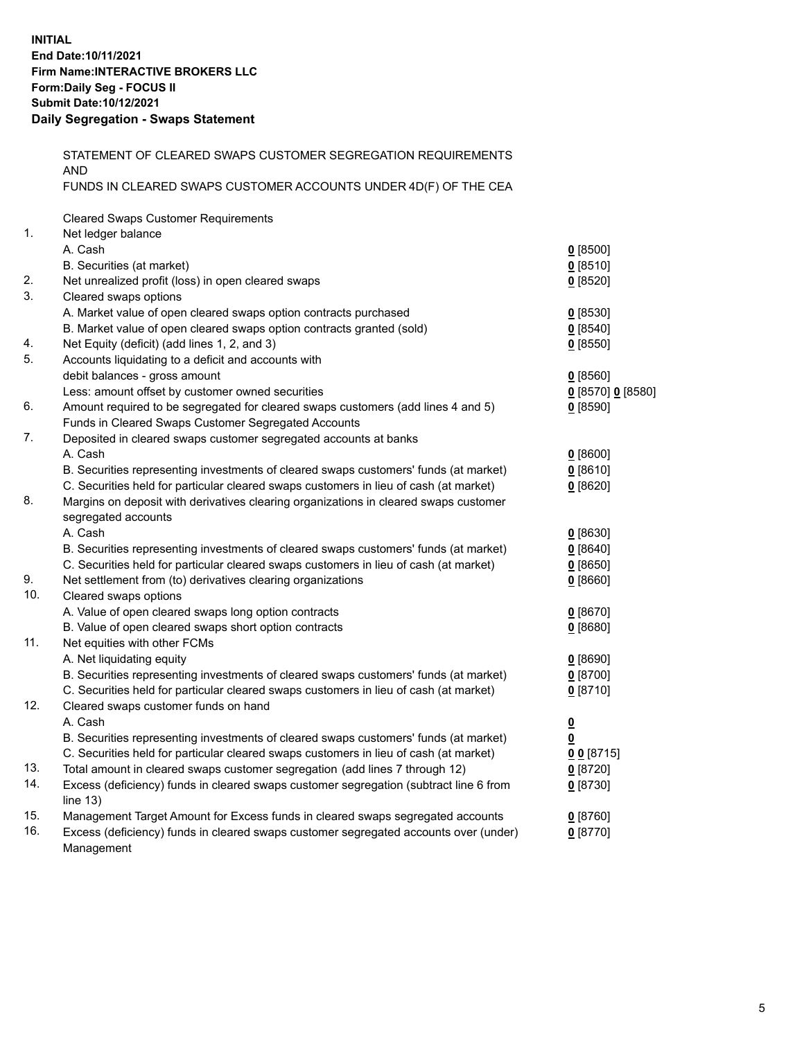**INITIAL**
**End Date:10/11/2021**
**Firm Name:INTERACTIVE BROKERS LLC**
**Form:Daily Seg - FOCUS II**
**Submit Date:10/12/2021**
**Daily Segregation - Swaps Statement**

STATEMENT OF CLEARED SWAPS CUSTOMER SEGREGATION REQUIREMENTS AND
FUNDS IN CLEARED SWAPS CUSTOMER ACCOUNTS UNDER 4D(F) OF THE CEA

| | | |
|---|---|---|
| | Cleared Swaps Customer Requirements | |
| 1. | Net ledger balance | |
| | A. Cash | 0 [8500] |
| | B. Securities (at market) | 0 [8510] |
| 2. | Net unrealized profit (loss) in open cleared swaps | 0 [8520] |
| 3. | Cleared swaps options | |
| | A. Market value of open cleared swaps option contracts purchased | 0 [8530] |
| | B. Market value of open cleared swaps option contracts granted (sold) | 0 [8540] |
| 4. | Net Equity (deficit) (add lines 1, 2, and 3) | 0 [8550] |
| 5. | Accounts liquidating to a deficit and accounts with | |
| | debit balances - gross amount | 0 [8560] |
| | Less: amount offset by customer owned securities | 0 [8570] 0 [8580] |
| 6. | Amount required to be segregated for cleared swaps customers (add lines 4 and 5) | 0 [8590] |
| | Funds in Cleared Swaps Customer Segregated Accounts | |
| 7. | Deposited in cleared swaps customer segregated accounts at banks | |
| | A. Cash | 0 [8600] |
| | B. Securities representing investments of cleared swaps customers' funds (at market) | 0 [8610] |
| | C. Securities held for particular cleared swaps customers in lieu of cash (at market) | 0 [8620] |
| 8. | Margins on deposit with derivatives clearing organizations in cleared swaps customer segregated accounts | |
| | A. Cash | 0 [8630] |
| | B. Securities representing investments of cleared swaps customers' funds (at market) | 0 [8640] |
| | C. Securities held for particular cleared swaps customers in lieu of cash (at market) | 0 [8650] |
| 9. | Net settlement from (to) derivatives clearing organizations | 0 [8660] |
| 10. | Cleared swaps options | |
| | A. Value of open cleared swaps long option contracts | 0 [8670] |
| | B. Value of open cleared swaps short option contracts | 0 [8680] |
| 11. | Net equities with other FCMs | |
| | A. Net liquidating equity | 0 [8690] |
| | B. Securities representing investments of cleared swaps customers' funds (at market) | 0 [8700] |
| | C. Securities held for particular cleared swaps customers in lieu of cash (at market) | 0 [8710] |
| 12. | Cleared swaps customer funds on hand | |
| | A. Cash | 0 |
| | B. Securities representing investments of cleared swaps customers' funds (at market) | 0 |
| | C. Securities held for particular cleared swaps customers in lieu of cash (at market) | 0 0 [8715] |
| 13. | Total amount in cleared swaps customer segregation (add lines 7 through 12) | 0 [8720] |
| 14. | Excess (deficiency) funds in cleared swaps customer segregation (subtract line 6 from line 13) | 0 [8730] |
| 15. | Management Target Amount for Excess funds in cleared swaps segregated accounts | 0 [8760] |
| 16. | Excess (deficiency) funds in cleared swaps customer segregated accounts over (under) Management | 0 [8770] |